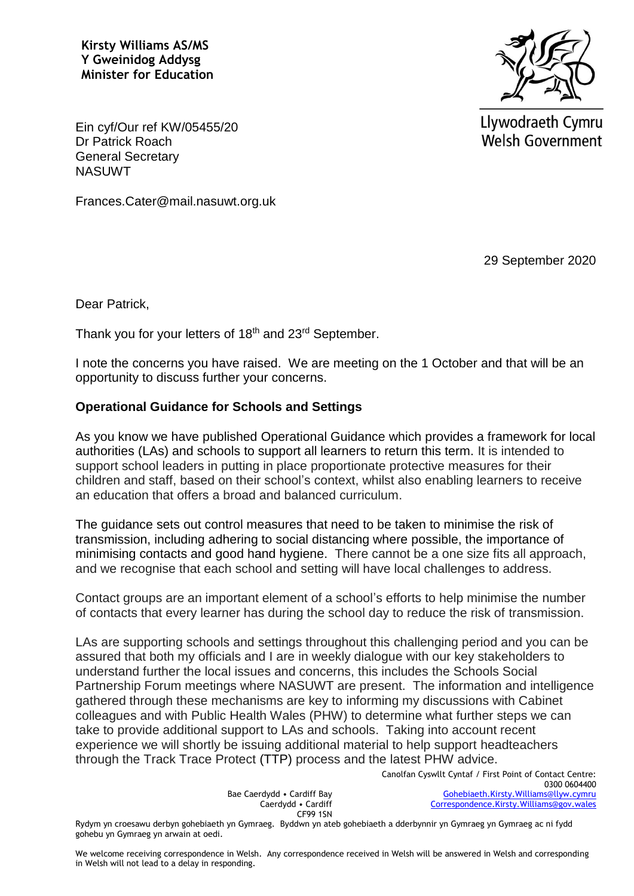**Kirsty Williams AS/MS**
**Y Gweinidog Addysg**
**Minister for Education**

Llywodraeth Cymru
Welsh Government

Ein cyf/Our ref KW/05455/20
Dr Patrick Roach
General Secretary
NASUWT

Frances.Cater@mail.nasuwt.org.uk

29 September 2020

Dear Patrick,

Thank you for your letters of 18th and 23rd September.

I note the concerns you have raised. We are meeting on the 1 October and that will be an opportunity to discuss further your concerns.

**Operational Guidance for Schools and Settings**

As you know we have published Operational Guidance which provides a framework for local authorities (LAs) and schools to support all learners to return this term. It is intended to support school leaders in putting in place proportionate protective measures for their children and staff, based on their school's context, whilst also enabling learners to receive an education that offers a broad and balanced curriculum.

The guidance sets out control measures that need to be taken to minimise the risk of transmission, including adhering to social distancing where possible, the importance of minimising contacts and good hand hygiene. There cannot be a one size fits all approach, and we recognise that each school and setting will have local challenges to address.

Contact groups are an important element of a school's efforts to help minimise the number of contacts that every learner has during the school day to reduce the risk of transmission.

LAs are supporting schools and settings throughout this challenging period and you can be assured that both my officials and I are in weekly dialogue with our key stakeholders to understand further the local issues and concerns, this includes the Schools Social Partnership Forum meetings where NASUWT are present. The information and intelligence gathered through these mechanisms are key to informing my discussions with Cabinet colleagues and with Public Health Wales (PHW) to determine what further steps we can take to provide additional support to LAs and schools. Taking into account recent experience we will shortly be issuing additional material to help support headteachers through the Track Trace Protect (TTP) process and the latest PHW advice.

Bae Caerdydd • Cardiff Bay
Caerdydd • Cardiff
CF99 1SN

Canolfan Cyswllt Cyntaf / First Point of Contact Centre:
0300 0604400
Gohebiaeth.Kirsty.Williams@llyw.cymru
Correspondence.Kirsty.Williams@gov.wales

Rydym yn croesawu derbyn gohebiaeth yn Gymraeg. Byddwn yn ateb gohebiaeth a dderbynnir yn Gymraeg yn Gymraeg ac ni fydd gohebu yn Gymraeg yn arwain at oedi.

We welcome receiving correspondence in Welsh. Any correspondence received in Welsh will be answered in Welsh and corresponding in Welsh will not lead to a delay in responding.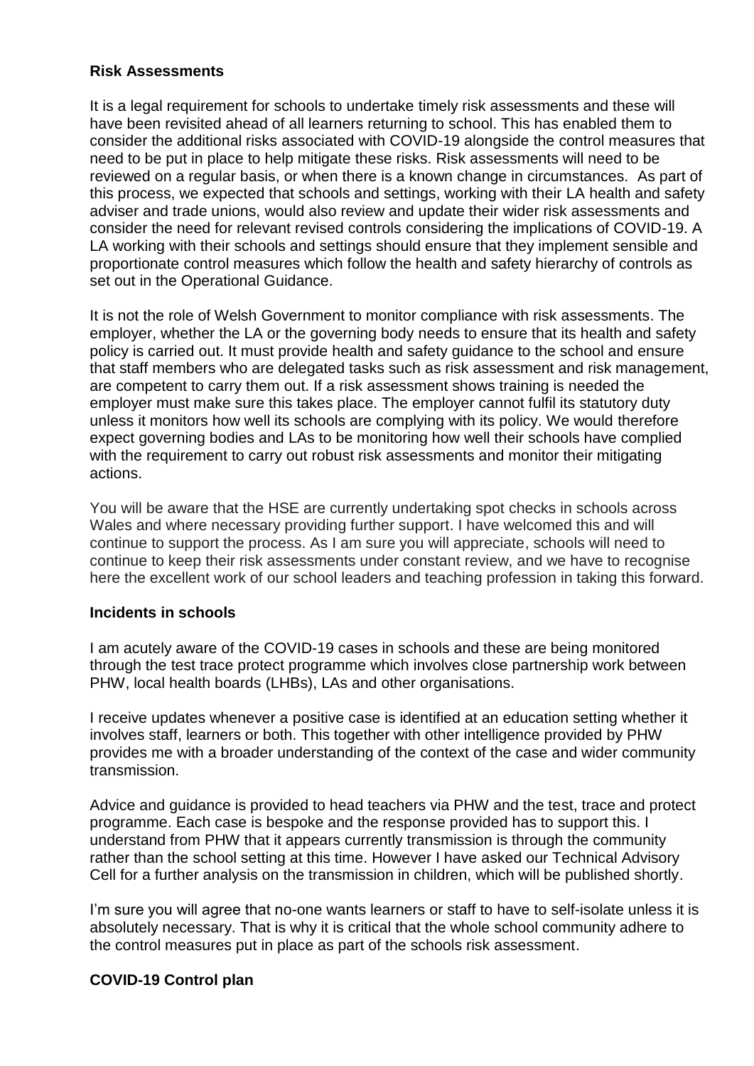**Risk Assessments**

It is a legal requirement for schools to undertake timely risk assessments and these will have been revisited ahead of all learners returning to school. This has enabled them to consider the additional risks associated with COVID-19 alongside the control measures that need to be put in place to help mitigate these risks. Risk assessments will need to be reviewed on a regular basis, or when there is a known change in circumstances. As part of this process, we expected that schools and settings, working with their LA health and safety adviser and trade unions, would also review and update their wider risk assessments and consider the need for relevant revised controls considering the implications of COVID-19. A LA working with their schools and settings should ensure that they implement sensible and proportionate control measures which follow the health and safety hierarchy of controls as set out in the Operational Guidance.

It is not the role of Welsh Government to monitor compliance with risk assessments. The employer, whether the LA or the governing body needs to ensure that its health and safety policy is carried out. It must provide health and safety guidance to the school and ensure that staff members who are delegated tasks such as risk assessment and risk management, are competent to carry them out. If a risk assessment shows training is needed the employer must make sure this takes place. The employer cannot fulfil its statutory duty unless it monitors how well its schools are complying with its policy. We would therefore expect governing bodies and LAs to be monitoring how well their schools have complied with the requirement to carry out robust risk assessments and monitor their mitigating actions.

You will be aware that the HSE are currently undertaking spot checks in schools across Wales and where necessary providing further support. I have welcomed this and will continue to support the process. As I am sure you will appreciate, schools will need to continue to keep their risk assessments under constant review, and we have to recognise here the excellent work of our school leaders and teaching profession in taking this forward.

**Incidents in schools**

I am acutely aware of the COVID-19 cases in schools and these are being monitored through the test trace protect programme which involves close partnership work between PHW, local health boards (LHBs), LAs and other organisations.

I receive updates whenever a positive case is identified at an education setting whether it involves staff, learners or both. This together with other intelligence provided by PHW provides me with a broader understanding of the context of the case and wider community transmission.

Advice and guidance is provided to head teachers via PHW and the test, trace and protect programme. Each case is bespoke and the response provided has to support this. I understand from PHW that it appears currently transmission is through the community rather than the school setting at this time. However I have asked our Technical Advisory Cell for a further analysis on the transmission in children, which will be published shortly.

I'm sure you will agree that no-one wants learners or staff to have to self-isolate unless it is absolutely necessary. That is why it is critical that the whole school community adhere to the control measures put in place as part of the schools risk assessment.

**COVID-19 Control plan**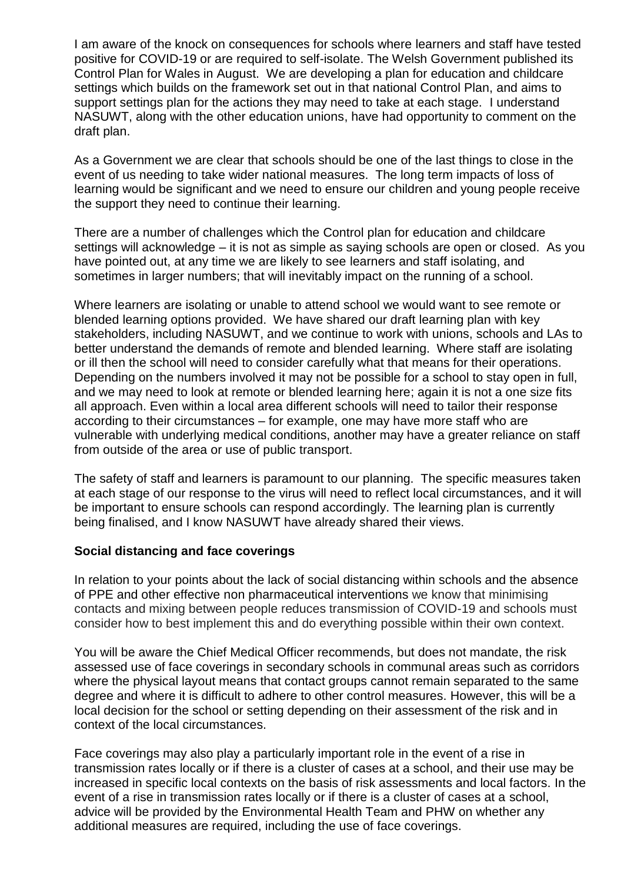I am aware of the knock on consequences for schools where learners and staff have tested positive for COVID-19 or are required to self-isolate. The Welsh Government published its Control Plan for Wales in August. We are developing a plan for education and childcare settings which builds on the framework set out in that national Control Plan, and aims to support settings plan for the actions they may need to take at each stage. I understand NASUWT, along with the other education unions, have had opportunity to comment on the draft plan.

As a Government we are clear that schools should be one of the last things to close in the event of us needing to take wider national measures. The long term impacts of loss of learning would be significant and we need to ensure our children and young people receive the support they need to continue their learning.

There are a number of challenges which the Control plan for education and childcare settings will acknowledge – it is not as simple as saying schools are open or closed. As you have pointed out, at any time we are likely to see learners and staff isolating, and sometimes in larger numbers; that will inevitably impact on the running of a school.

Where learners are isolating or unable to attend school we would want to see remote or blended learning options provided. We have shared our draft learning plan with key stakeholders, including NASUWT, and we continue to work with unions, schools and LAs to better understand the demands of remote and blended learning. Where staff are isolating or ill then the school will need to consider carefully what that means for their operations. Depending on the numbers involved it may not be possible for a school to stay open in full, and we may need to look at remote or blended learning here; again it is not a one size fits all approach. Even within a local area different schools will need to tailor their response according to their circumstances – for example, one may have more staff who are vulnerable with underlying medical conditions, another may have a greater reliance on staff from outside of the area or use of public transport.

The safety of staff and learners is paramount to our planning. The specific measures taken at each stage of our response to the virus will need to reflect local circumstances, and it will be important to ensure schools can respond accordingly. The learning plan is currently being finalised, and I know NASUWT have already shared their views.

**Social distancing and face coverings**

In relation to your points about the lack of social distancing within schools and the absence of PPE and other effective non pharmaceutical interventions we know that minimising contacts and mixing between people reduces transmission of COVID-19 and schools must consider how to best implement this and do everything possible within their own context.

You will be aware the Chief Medical Officer recommends, but does not mandate, the risk assessed use of face coverings in secondary schools in communal areas such as corridors where the physical layout means that contact groups cannot remain separated to the same degree and where it is difficult to adhere to other control measures. However, this will be a local decision for the school or setting depending on their assessment of the risk and in context of the local circumstances.

Face coverings may also play a particularly important role in the event of a rise in transmission rates locally or if there is a cluster of cases at a school, and their use may be increased in specific local contexts on the basis of risk assessments and local factors. In the event of a rise in transmission rates locally or if there is a cluster of cases at a school, advice will be provided by the Environmental Health Team and PHW on whether any additional measures are required, including the use of face coverings.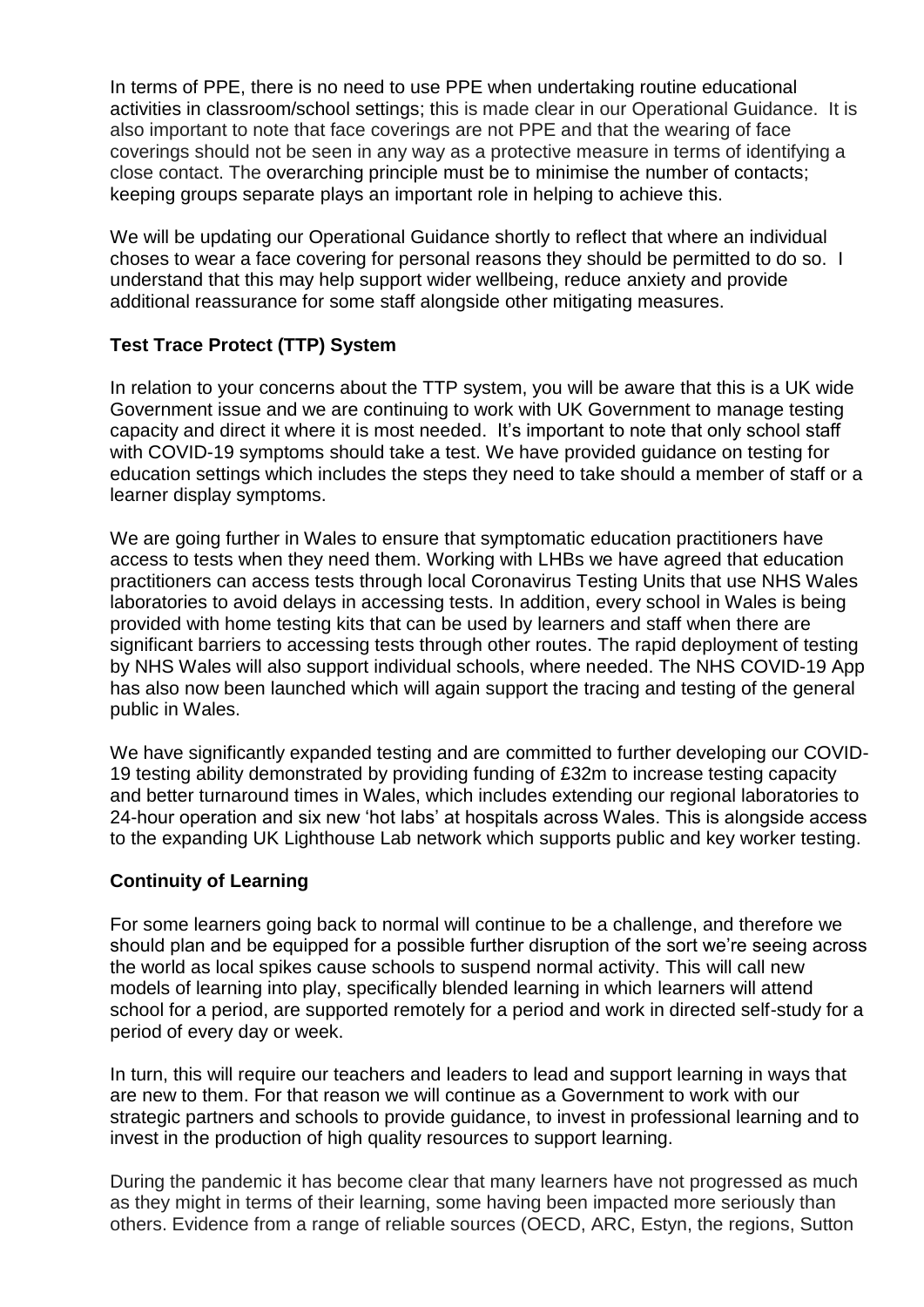In terms of PPE, there is no need to use PPE when undertaking routine educational activities in classroom/school settings; this is made clear in our Operational Guidance. It is also important to note that face coverings are not PPE and that the wearing of face coverings should not be seen in any way as a protective measure in terms of identifying a close contact. The overarching principle must be to minimise the number of contacts; keeping groups separate plays an important role in helping to achieve this.

We will be updating our Operational Guidance shortly to reflect that where an individual choses to wear a face covering for personal reasons they should be permitted to do so. I understand that this may help support wider wellbeing, reduce anxiety and provide additional reassurance for some staff alongside other mitigating measures.

**Test Trace Protect (TTP) System**

In relation to your concerns about the TTP system, you will be aware that this is a UK wide Government issue and we are continuing to work with UK Government to manage testing capacity and direct it where it is most needed. It's important to note that only school staff with COVID-19 symptoms should take a test. We have provided guidance on testing for education settings which includes the steps they need to take should a member of staff or a learner display symptoms.

We are going further in Wales to ensure that symptomatic education practitioners have access to tests when they need them. Working with LHBs we have agreed that education practitioners can access tests through local Coronavirus Testing Units that use NHS Wales laboratories to avoid delays in accessing tests. In addition, every school in Wales is being provided with home testing kits that can be used by learners and staff when there are significant barriers to accessing tests through other routes. The rapid deployment of testing by NHS Wales will also support individual schools, where needed. The NHS COVID-19 App has also now been launched which will again support the tracing and testing of the general public in Wales.

We have significantly expanded testing and are committed to further developing our COVID-19 testing ability demonstrated by providing funding of £32m to increase testing capacity and better turnaround times in Wales, which includes extending our regional laboratories to 24-hour operation and six new 'hot labs' at hospitals across Wales. This is alongside access to the expanding UK Lighthouse Lab network which supports public and key worker testing.

**Continuity of Learning**

For some learners going back to normal will continue to be a challenge, and therefore we should plan and be equipped for a possible further disruption of the sort we're seeing across the world as local spikes cause schools to suspend normal activity. This will call new models of learning into play, specifically blended learning in which learners will attend school for a period, are supported remotely for a period and work in directed self-study for a period of every day or week.

In turn, this will require our teachers and leaders to lead and support learning in ways that are new to them. For that reason we will continue as a Government to work with our strategic partners and schools to provide guidance, to invest in professional learning and to invest in the production of high quality resources to support learning.

During the pandemic it has become clear that many learners have not progressed as much as they might in terms of their learning, some having been impacted more seriously than others. Evidence from a range of reliable sources (OECD, ARC, Estyn, the regions, Sutton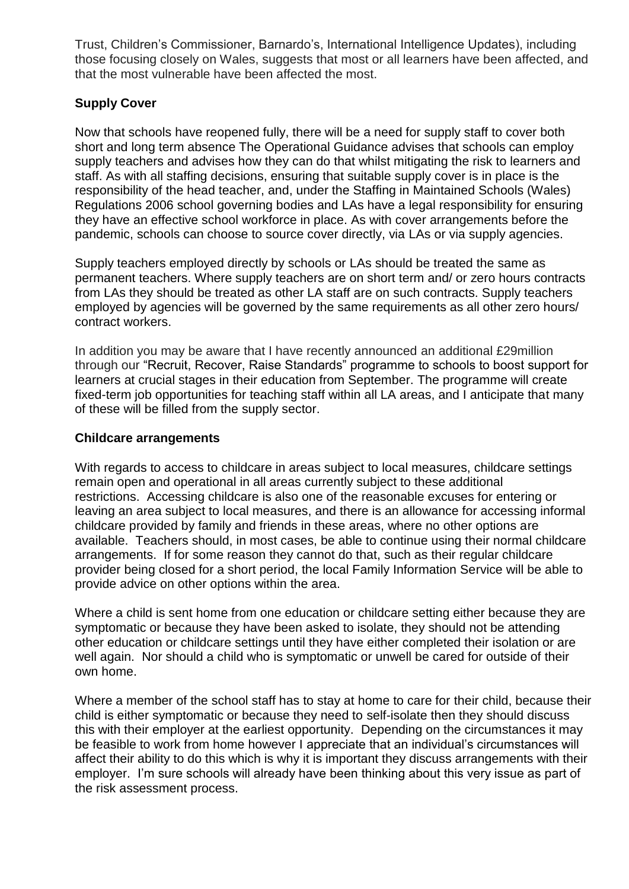Trust, Children's Commissioner, Barnardo's, International Intelligence Updates), including those focusing closely on Wales, suggests that most or all learners have been affected, and that the most vulnerable have been affected the most.

**Supply Cover**

Now that schools have reopened fully, there will be a need for supply staff to cover both short and long term absence The Operational Guidance advises that schools can employ supply teachers and advises how they can do that whilst mitigating the risk to learners and staff. As with all staffing decisions, ensuring that suitable supply cover is in place is the responsibility of the head teacher, and, under the Staffing in Maintained Schools (Wales) Regulations 2006 school governing bodies and LAs have a legal responsibility for ensuring they have an effective school workforce in place. As with cover arrangements before the pandemic, schools can choose to source cover directly, via LAs or via supply agencies.

Supply teachers employed directly by schools or LAs should be treated the same as permanent teachers. Where supply teachers are on short term and/ or zero hours contracts from LAs they should be treated as other LA staff are on such contracts. Supply teachers employed by agencies will be governed by the same requirements as all other zero hours/ contract workers.

In addition you may be aware that I have recently announced an additional £29million through our "Recruit, Recover, Raise Standards" programme to schools to boost support for learners at crucial stages in their education from September. The programme will create fixed-term job opportunities for teaching staff within all LA areas, and I anticipate that many of these will be filled from the supply sector.

**Childcare arrangements**

With regards to access to childcare in areas subject to local measures, childcare settings remain open and operational in all areas currently subject to these additional restrictions. Accessing childcare is also one of the reasonable excuses for entering or leaving an area subject to local measures, and there is an allowance for accessing informal childcare provided by family and friends in these areas, where no other options are available. Teachers should, in most cases, be able to continue using their normal childcare arrangements. If for some reason they cannot do that, such as their regular childcare provider being closed for a short period, the local Family Information Service will be able to provide advice on other options within the area.

Where a child is sent home from one education or childcare setting either because they are symptomatic or because they have been asked to isolate, they should not be attending other education or childcare settings until they have either completed their isolation or are well again. Nor should a child who is symptomatic or unwell be cared for outside of their own home.

Where a member of the school staff has to stay at home to care for their child, because their child is either symptomatic or because they need to self-isolate then they should discuss this with their employer at the earliest opportunity. Depending on the circumstances it may be feasible to work from home however I appreciate that an individual's circumstances will affect their ability to do this which is why it is important they discuss arrangements with their employer. I'm sure schools will already have been thinking about this very issue as part of the risk assessment process.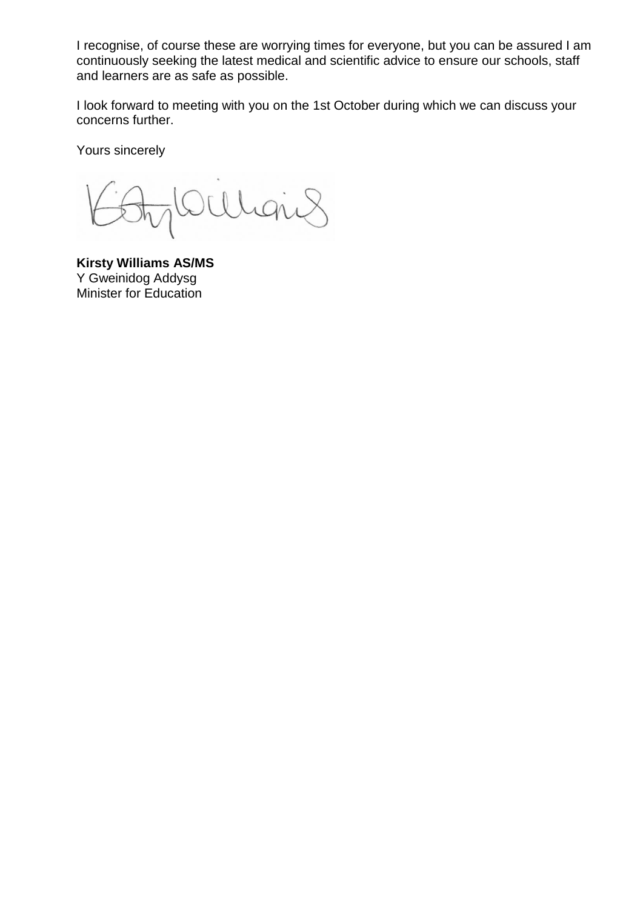I recognise, of course these are worrying times for everyone, but you can be assured I am continuously seeking the latest medical and scientific advice to ensure our schools, staff and learners are as safe as possible.

I look forward to meeting with you on the 1st October during which we can discuss your concerns further.

Yours sincerely

**Kirsty Williams AS/MS**
Y Gweinidog Addysg
Minister for Education